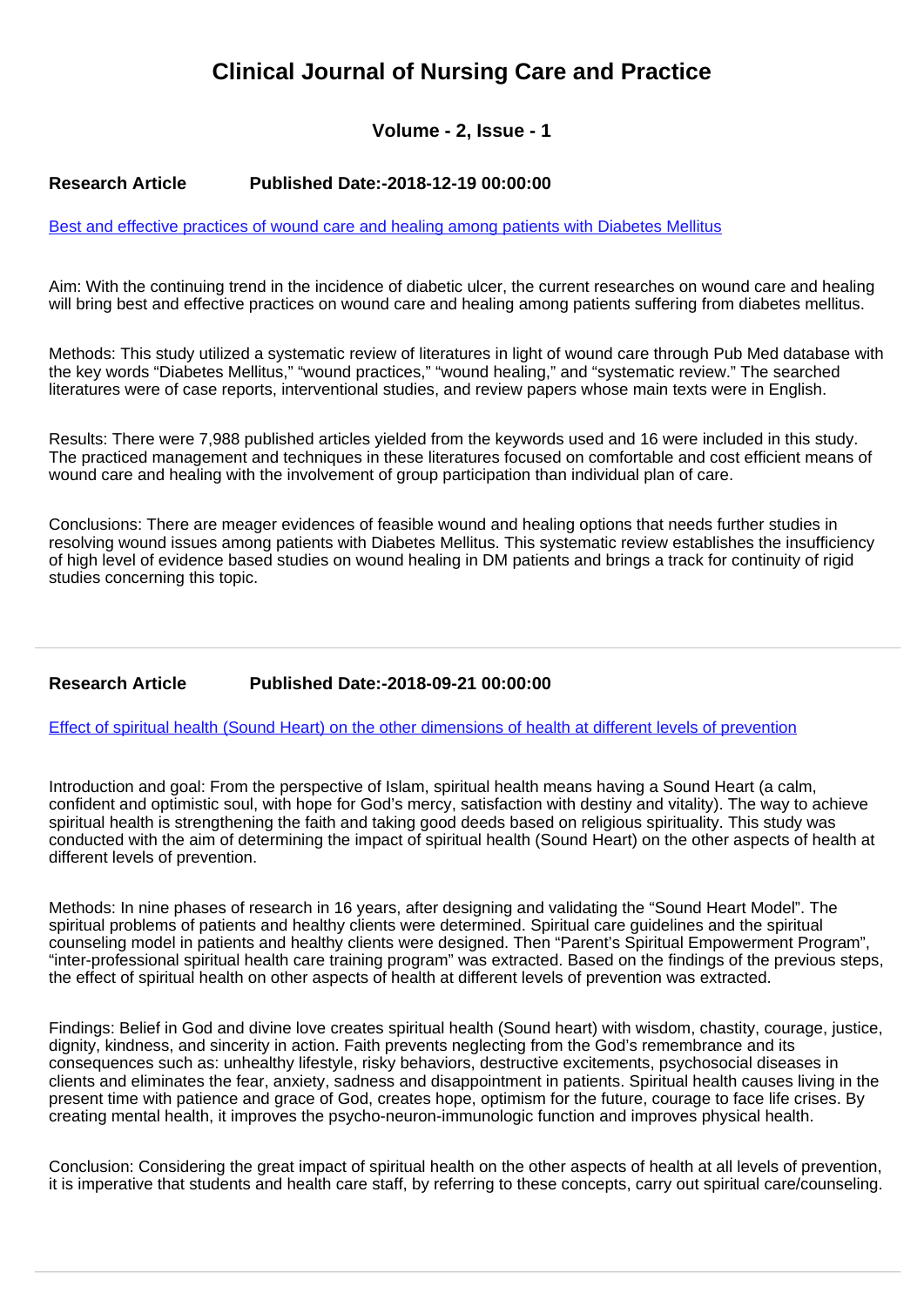# Clinical Journal of Nursing Care and Practice

### Volume - 2, Issue - 1

**Research Article** **Published Date:-2018-12-19 00:00:00**

Best and effective practices of wound care and healing among patients with Diabetes Mellitus

Aim: With the continuing trend in the incidence of diabetic ulcer, the current researches on wound care and healing will bring best and effective practices on wound care and healing among patients suffering from diabetes mellitus.

Methods: This study utilized a systematic review of literatures in light of wound care through Pub Med database with the key words "Diabetes Mellitus," "wound practices," "wound healing," and "systematic review." The searched literatures were of case reports, interventional studies, and review papers whose main texts were in English.

Results: There were 7,988 published articles yielded from the keywords used and 16 were included in this study. The practiced management and techniques in these literatures focused on comfortable and cost efficient means of wound care and healing with the involvement of group participation than individual plan of care.

Conclusions: There are meager evidences of feasible wound and healing options that needs further studies in resolving wound issues among patients with Diabetes Mellitus. This systematic review establishes the insufficiency of high level of evidence based studies on wound healing in DM patients and brings a track for continuity of rigid studies concerning this topic.

---

**Research Article** **Published Date:-2018-09-21 00:00:00**

Effect of spiritual health (Sound Heart) on the other dimensions of health at different levels of prevention

Introduction and goal: From the perspective of Islam, spiritual health means having a Sound Heart (a calm, confident and optimistic soul, with hope for God's mercy, satisfaction with destiny and vitality). The way to achieve spiritual health is strengthening the faith and taking good deeds based on religious spirituality. This study was conducted with the aim of determining the impact of spiritual health (Sound Heart) on the other aspects of health at different levels of prevention.

Methods: In nine phases of research in 16 years, after designing and validating the "Sound Heart Model". The spiritual problems of patients and healthy clients were determined. Spiritual care guidelines and the spiritual counseling model in patients and healthy clients were designed. Then "Parent's Spiritual Empowerment Program", "inter-professional spiritual health care training program" was extracted. Based on the findings of the previous steps, the effect of spiritual health on other aspects of health at different levels of prevention was extracted.

Findings: Belief in God and divine love creates spiritual health (Sound heart) with wisdom, chastity, courage, justice, dignity, kindness, and sincerity in action. Faith prevents neglecting from the God's remembrance and its consequences such as: unhealthy lifestyle, risky behaviors, destructive excitements, psychosocial diseases in clients and eliminates the fear, anxiety, sadness and disappointment in patients. Spiritual health causes living in the present time with patience and grace of God, creates hope, optimism for the future, courage to face life crises. By creating mental health, it improves the psycho-neuron-immunologic function and improves physical health.

Conclusion: Considering the great impact of spiritual health on the other aspects of health at all levels of prevention, it is imperative that students and health care staff, by referring to these concepts, carry out spiritual care/counseling.

---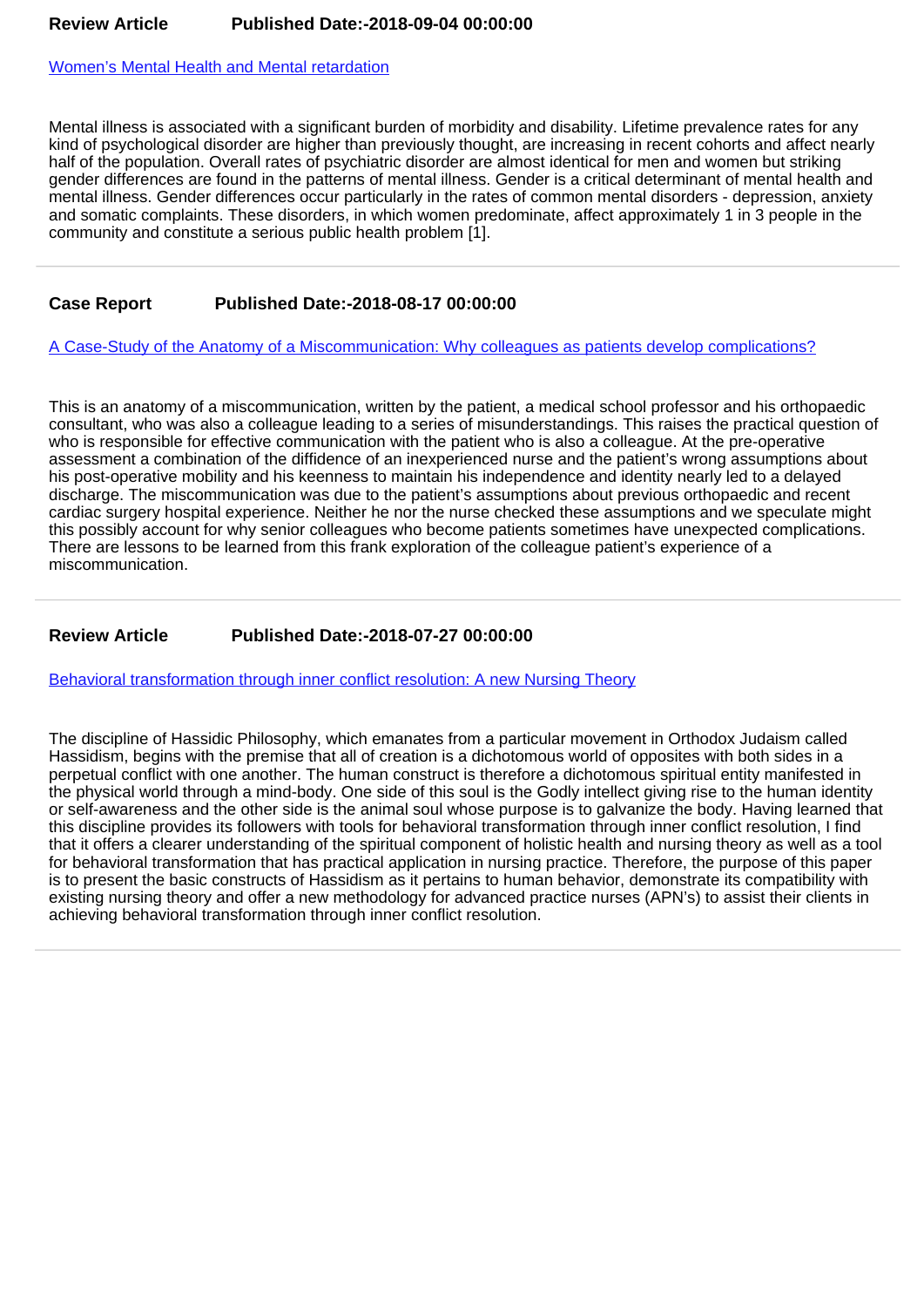**Review Article** **Published Date:-2018-09-04 00:00:00**

[Women's Mental Health and Mental retardation]

Mental illness is associated with a significant burden of morbidity and disability. Lifetime prevalence rates for any kind of psychological disorder are higher than previously thought, are increasing in recent cohorts and affect nearly half of the population. Overall rates of psychiatric disorder are almost identical for men and women but striking gender differences are found in the patterns of mental illness. Gender is a critical determinant of mental health and mental illness. Gender differences occur particularly in the rates of common mental disorders - depression, anxiety and somatic complaints. These disorders, in which women predominate, affect approximately 1 in 3 people in the community and constitute a serious public health problem [1].

---

**Case Report** **Published Date:-2018-08-17 00:00:00**

[A Case-Study of the Anatomy of a Miscommunication: Why colleagues as patients develop complications?]

This is an anatomy of a miscommunication, written by the patient, a medical school professor and his orthopaedic consultant, who was also a colleague leading to a series of misunderstandings. This raises the practical question of who is responsible for effective communication with the patient who is also a colleague. At the pre-operative assessment a combination of the diffidence of an inexperienced nurse and the patient's wrong assumptions about his post-operative mobility and his keenness to maintain his independence and identity nearly led to a delayed discharge. The miscommunication was due to the patient's assumptions about previous orthopaedic and recent cardiac surgery hospital experience. Neither he nor the nurse checked these assumptions and we speculate might this possibly account for why senior colleagues who become patients sometimes have unexpected complications. There are lessons to be learned from this frank exploration of the colleague patient's experience of a miscommunication.

---

**Review Article** **Published Date:-2018-07-27 00:00:00**

[Behavioral transformation through inner conflict resolution: A new Nursing Theory]

The discipline of Hassidic Philosophy, which emanates from a particular movement in Orthodox Judaism called Hassidism, begins with the premise that all of creation is a dichotomous world of opposites with both sides in a perpetual conflict with one another. The human construct is therefore a dichotomous spiritual entity manifested in the physical world through a mind-body. One side of this soul is the Godly intellect giving rise to the human identity or self-awareness and the other side is the animal soul whose purpose is to galvanize the body. Having learned that this discipline provides its followers with tools for behavioral transformation through inner conflict resolution, I find that it offers a clearer understanding of the spiritual component of holistic health and nursing theory as well as a tool for behavioral transformation that has practical application in nursing practice. Therefore, the purpose of this paper is to present the basic constructs of Hassidism as it pertains to human behavior, demonstrate its compatibility with existing nursing theory and offer a new methodology for advanced practice nurses (APN's) to assist their clients in achieving behavioral transformation through inner conflict resolution.

---